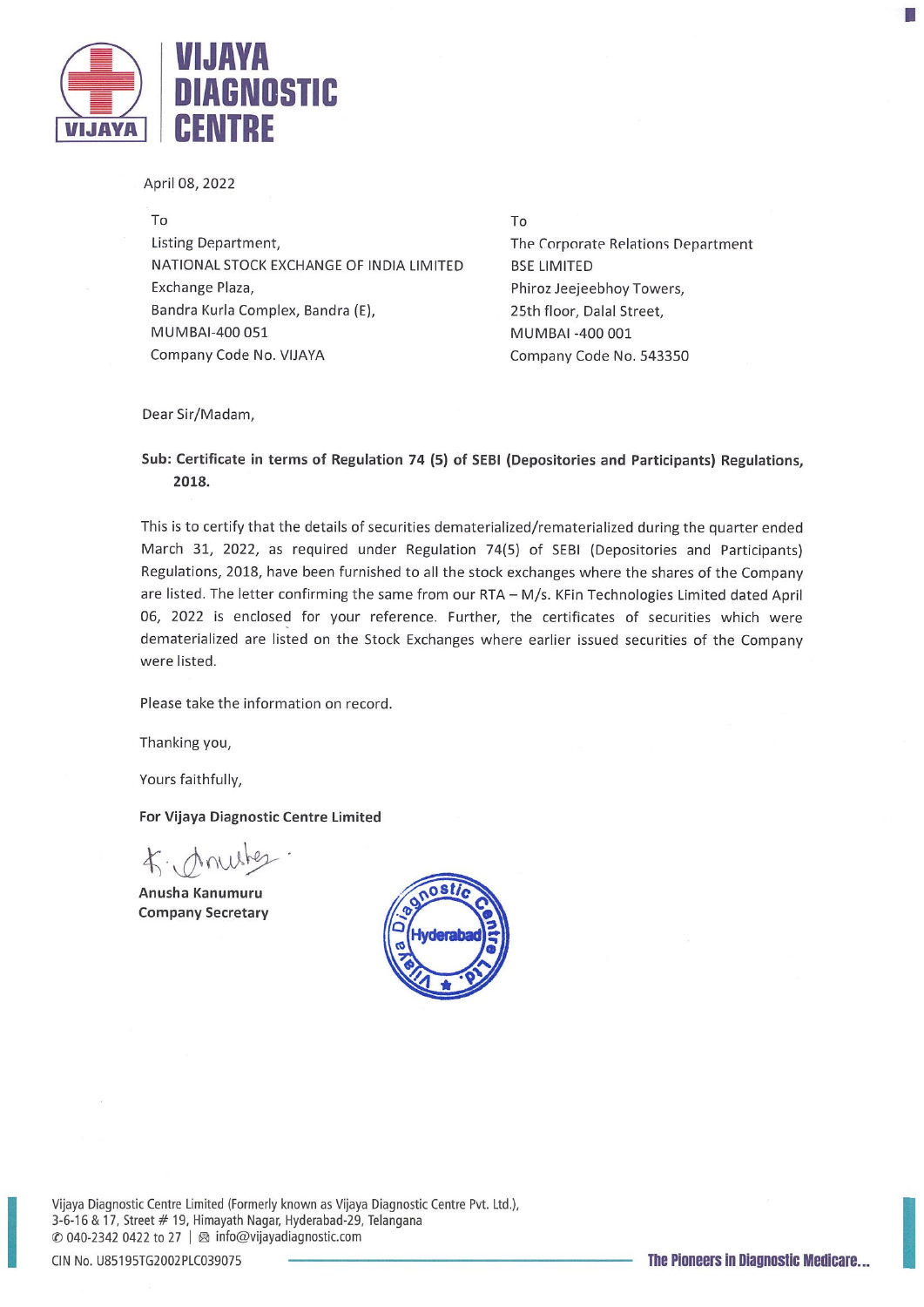# VIJAYA DIAGNOSTIC CENTRE

April 08, 2022

To
Listing Department,
NATIONAL STOCK EXCHANGE OF INDIA LIMITED
Exchange Plaza,
Bandra Kurla Complex, Bandra (E),
MUMBAI-400 051
Company Code No. VIJAYA

To
The Corporate Relations Department
BSE LIMITED
Phiroz Jeejeebhoy Towers,
25th floor, Dalal Street,
MUMBAI -400 001
Company Code No. 543350

Dear Sir/Madam,

**Sub: Certificate in terms of Regulation 74 (5) of SEBI (Depositories and Participants) Regulations, 2018.**

This is to certify that the details of securities dematerialized/rematerialized during the quarter ended March 31, 2022, as required under Regulation 74(5) of SEBI (Depositories and Participants) Regulations, 2018, have been furnished to all the stock exchanges where the shares of the Company are listed. The letter confirming the same from our RTA – M/s. KFin Technologies Limited dated April 06, 2022 is enclosed for your reference. Further, the certificates of securities which were dematerialized are listed on the Stock Exchanges where earlier issued securities of the Company were listed.

Please take the information on record.

Thanking you,

Yours faithfully,

**For Vijaya Diagnostic Centre Limited**

**Anusha Kanumuru**
**Company Secretary**

Vijaya Diagnostic Centre Limited (Formerly known as Vijaya Diagnostic Centre Pvt. Ltd.),
3-6-16 & 17, Street # 19, Himayath Nagar, Hyderabad-29, Telangana
040-2342 0422 to 27 | info@vijayadiagnostic.com
CIN No. U85195TG2002PLC039075

The Pioneers in Diagnostic Medicare...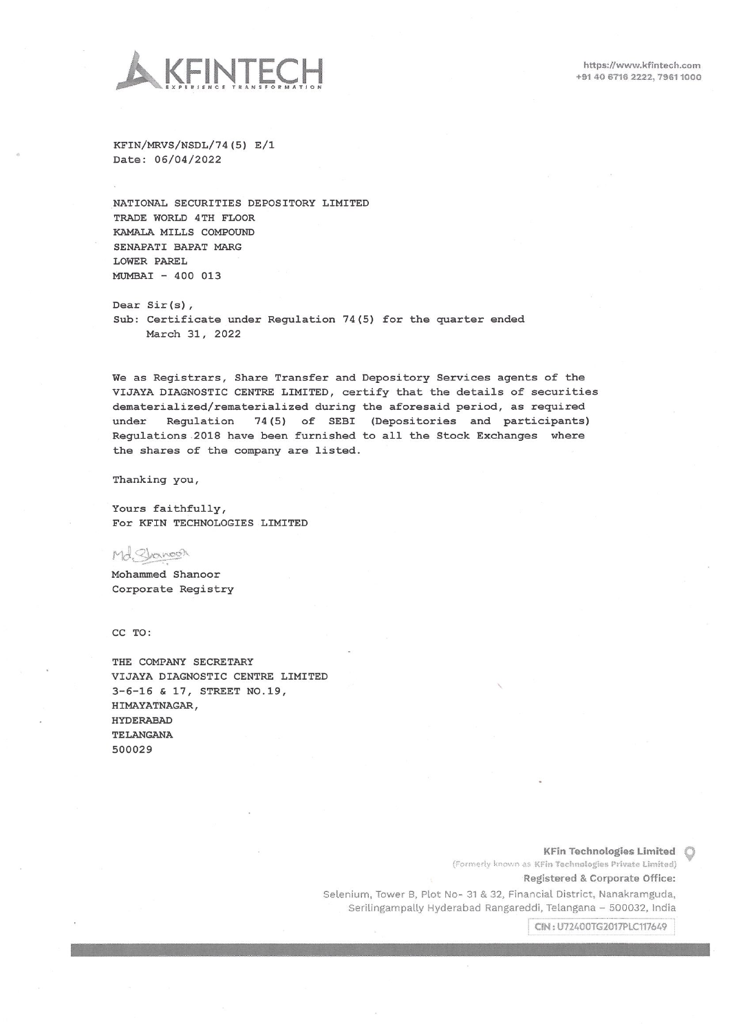**KFINTECH**

EXPERIENCE TRANSFORMATION

https://www.kfintech.com
+91 40 6716 2222, 7961 1000

KFIN/MRVS/NSDL/74(5) E/1
Date: 06/04/2022

NATIONAL SECURITIES DEPOSITORY LIMITED
TRADE WORLD 4TH FLOOR
KAMALA MILLS COMPOUND
SENAPATI BAPAT MARG
LOWER PAREL
MUMBAI - 400 013

Dear Sir(s),

Sub: Certificate under Regulation 74(5) for the quarter ended March 31, 2022

We as Registrars, Share Transfer and Depository Services agents of the VIJAYA DIAGNOSTIC CENTRE LIMITED, certify that the details of securities dematerialized/rematerialized during the aforesaid period, as required under Regulation 74(5) of SEBI (Depositories and participants) Regulations 2018 have been furnished to all the Stock Exchanges where the shares of the company are listed.

Thanking you,

Yours faithfully,
For KFIN TECHNOLOGIES LIMITED

Md. Shanoor

Mohammed Shanoor
Corporate Registry

CC TO:

THE COMPANY SECRETARY
VIJAYA DIAGNOSTIC CENTRE LIMITED
3-6-16 & 17, STREET NO.19,
HIMAYATNAGAR,
HYDERABAD
TELANGANA
500029

**KFin Technologies Limited**
(Formerly known as KFin Technologies Private Limited)
Registered & Corporate Office:
Selenium, Tower B, Plot No- 31 & 32, Financial District, Nanakramguda, Serilingampally Hyderabad Rangareddi, Telangana – 500032, India
CIN: U72400TG2017PLC117649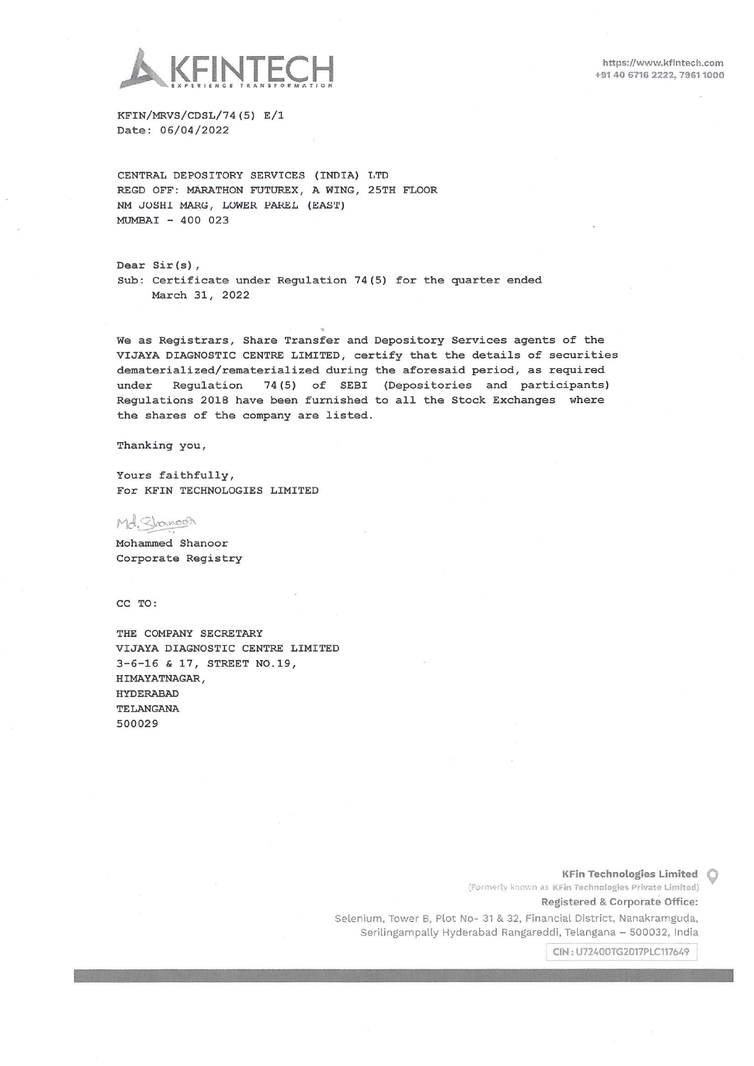KFINTECH
EXPERIENCE TRANSFORMATION

https://www.kfintech.com
+91 40 6716 2222, 7961 1000

KFIN/MRVS/CDSL/74(5) E/1
Date: 06/04/2022

CENTRAL DEPOSITORY SERVICES (INDIA) LTD
REGD OFF: MARATHON FUTUREX, A WING, 25TH FLOOR
NM JOSHI MARG, LOWER PAREL (EAST)
MUMBAI - 400 023

Dear Sir(s),
Sub: Certificate under Regulation 74(5) for the quarter ended March 31, 2022

We as Registrars, Share Transfer and Depository Services agents of the VIJAYA DIAGNOSTIC CENTRE LIMITED, certify that the details of securities dematerialized/rematerialized during the aforesaid period, as required under Regulation 74(5) of SEBI (Depositories and participants) Regulations 2018 have been furnished to all the Stock Exchanges where the shares of the company are listed.

Thanking you,

Yours faithfully,
For KFIN TECHNOLOGIES LIMITED

Md. Shanoor

Mohammed Shanoor
Corporate Registry

CC TO:

THE COMPANY SECRETARY
VIJAYA DIAGNOSTIC CENTRE LIMITED
3-6-16 & 17, STREET NO.19,
HIMAYATNAGAR,
HYDERABAD
TELANGANA
500029

**KFin Technologies Limited**
(Formerly known as KFin Technologies Private Limited)
Registered & Corporate Office:
Selenium, Tower B, Plot No- 31 & 32, Financial District, Nanakramguda, Serilingampally Hyderabad Rangareddi, Telangana – 500032, India
CIN : U72400TG2017PLC117649